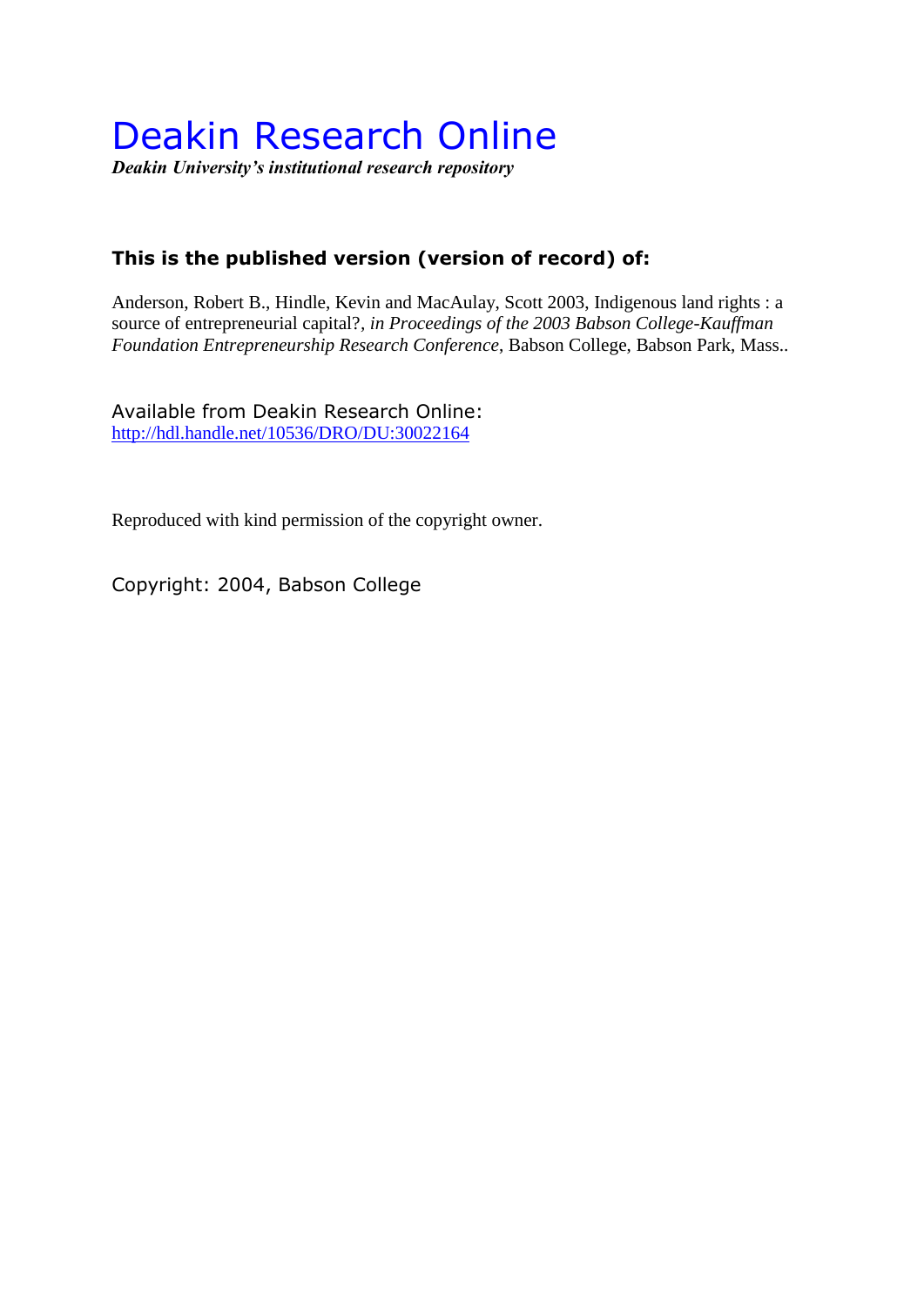# Deakin Research Online

***Deakin University's institutional research repository***

**This is the published version (version of record) of:**

Anderson, Robert B., Hindle, Kevin and MacAulay, Scott 2003, Indigenous land rights : a source of entrepreneurial capital?, *in Proceedings of the 2003 Babson College-Kauffman Foundation Entrepreneurship Research Conference*, Babson College, Babson Park, Mass..

Available from Deakin Research Online:
http://hdl.handle.net/10536/DRO/DU:30022164

Reproduced with kind permission of the copyright owner.

Copyright: 2004, Babson College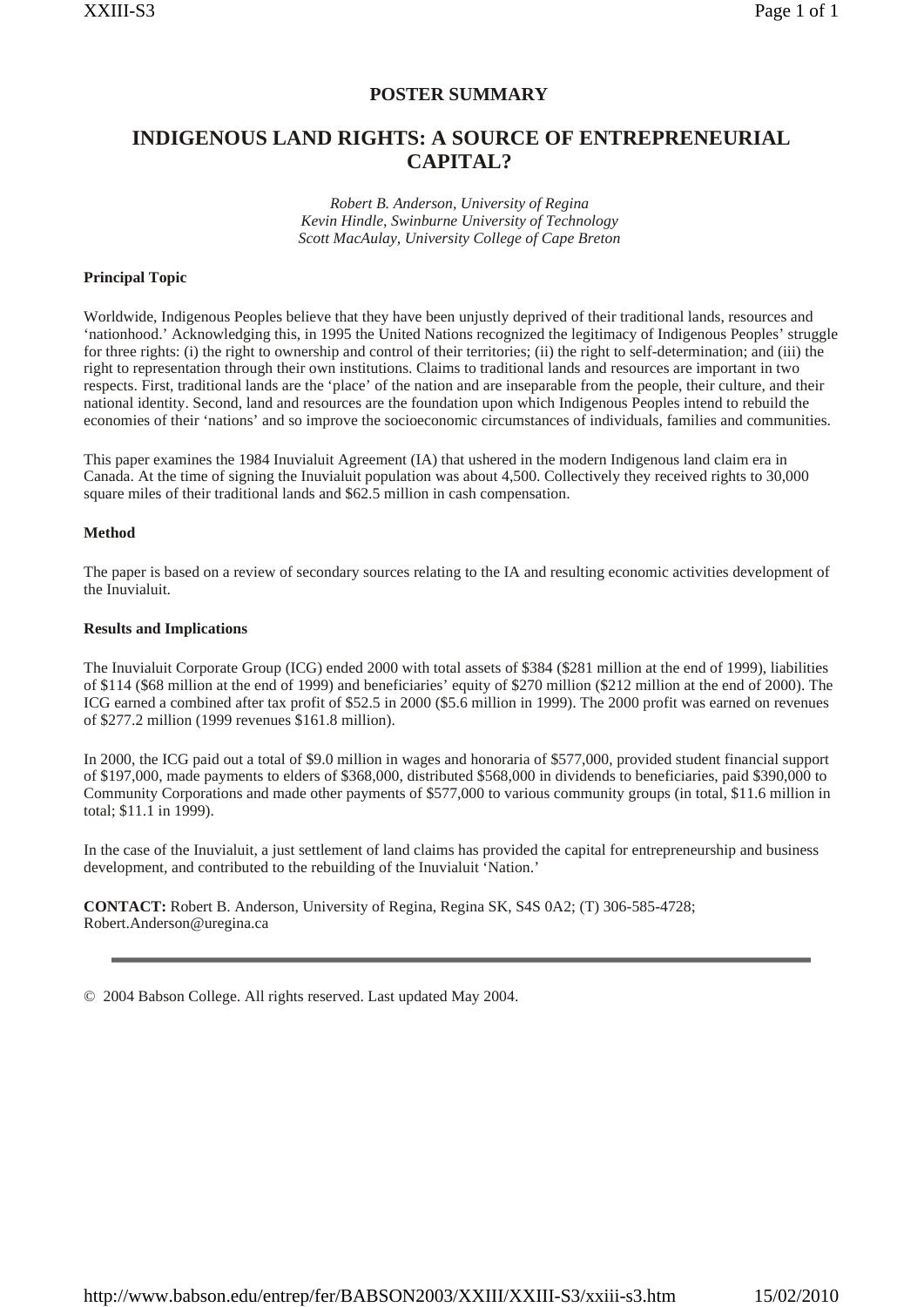## POSTER SUMMARY

# INDIGENOUS LAND RIGHTS: A SOURCE OF ENTREPRENEURIAL CAPITAL?

*Robert B. Anderson, University of Regina*
*Kevin Hindle, Swinburne University of Technology*
*Scott MacAulay, University College of Cape Breton*

### Principal Topic

Worldwide, Indigenous Peoples believe that they have been unjustly deprived of their traditional lands, resources and 'nationhood.' Acknowledging this, in 1995 the United Nations recognized the legitimacy of Indigenous Peoples' struggle for three rights: (i) the right to ownership and control of their territories; (ii) the right to self-determination; and (iii) the right to representation through their own institutions. Claims to traditional lands and resources are important in two respects. First, traditional lands are the 'place' of the nation and are inseparable from the people, their culture, and their national identity. Second, land and resources are the foundation upon which Indigenous Peoples intend to rebuild the economies of their 'nations' and so improve the socioeconomic circumstances of individuals, families and communities.

This paper examines the 1984 Inuvialuit Agreement (IA) that ushered in the modern Indigenous land claim era in Canada. At the time of signing the Inuvialuit population was about 4,500. Collectively they received rights to 30,000 square miles of their traditional lands and $62.5 million in cash compensation.

### Method

The paper is based on a review of secondary sources relating to the IA and resulting economic activities development of the Inuvialuit.

### Results and Implications

The Inuvialuit Corporate Group (ICG) ended 2000 with total assets of $384 ($281 million at the end of 1999), liabilities of $114 ($68 million at the end of 1999) and beneficiaries' equity of $270 million ($212 million at the end of 2000). The ICG earned a combined after tax profit of $52.5 in 2000 ($5.6 million in 1999). The 2000 profit was earned on revenues of $277.2 million (1999 revenues $161.8 million).

In 2000, the ICG paid out a total of $9.0 million in wages and honoraria of $577,000, provided student financial support of $197,000, made payments to elders of $368,000, distributed $568,000 in dividends to beneficiaries, paid $390,000 to Community Corporations and made other payments of $577,000 to various community groups (in total, $11.6 million in total; $11.1 in 1999).

In the case of the Inuvialuit, a just settlement of land claims has provided the capital for entrepreneurship and business development, and contributed to the rebuilding of the Inuvialuit 'Nation.'

**CONTACT:** Robert B. Anderson, University of Regina, Regina SK, S4S 0A2; (T) 306-585-4728; Robert.Anderson@uregina.ca

---

© 2004 Babson College. All rights reserved. Last updated May 2004.